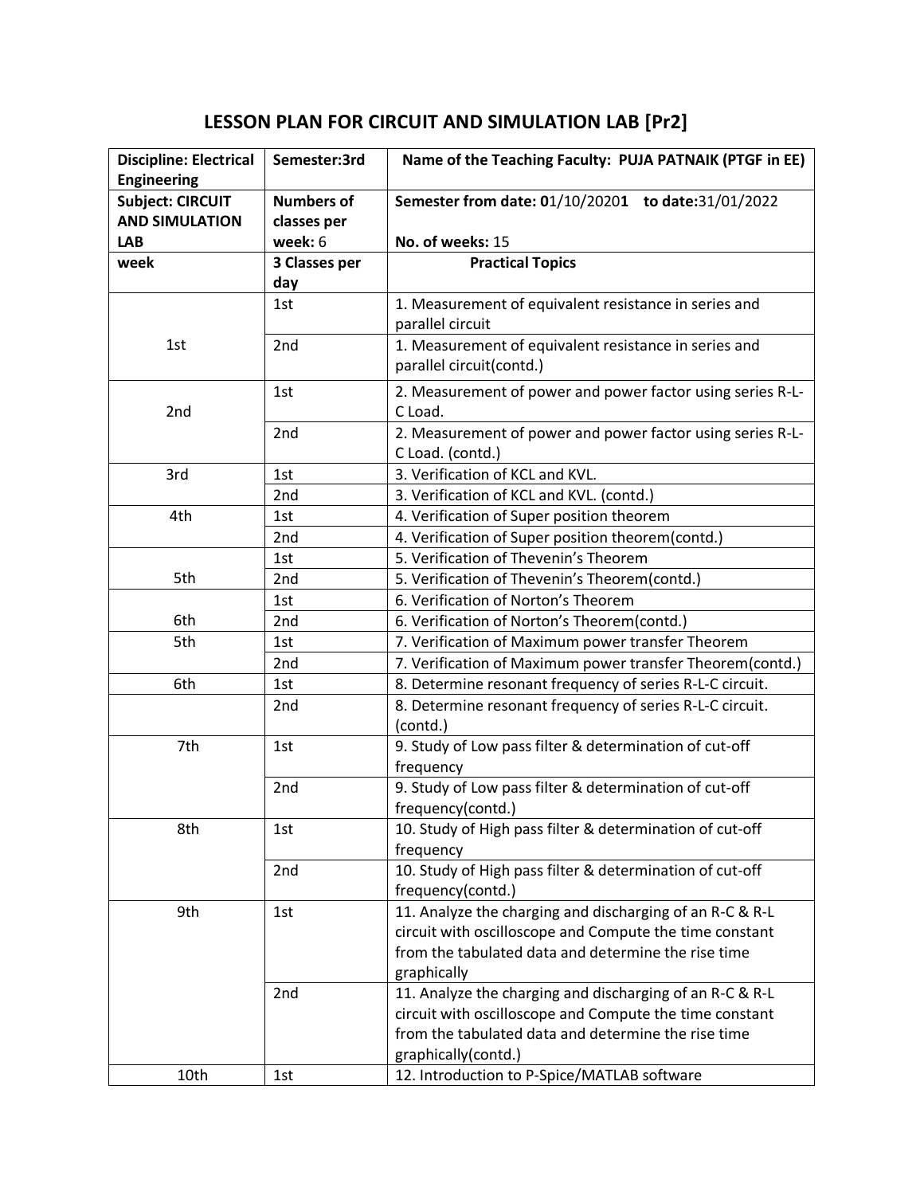# LESSON PLAN FOR CIRCUIT AND SIMULATION LAB [Pr2]

| **Discipline: Electrical Engineering** | **Semester:3rd** | **Name of the Teaching Faculty: PUJA PATNAIK (PTGF in EE)** |
|---|---|---|
| **Subject: CIRCUIT AND SIMULATION LAB** | **Numbers of classes per week:** 6 | **Semester from date: 0**1/10/2020**1 to date:**31/01/2022<br><br>**No. of weeks:** 15 |
| **week** | **3 Classes per day** | **Practical Topics** |
| 1st | 1st | 1. Measurement of equivalent resistance in series and parallel circuit |
| | 2nd | 1. Measurement of equivalent resistance in series and parallel circuit(contd.) |
| 2nd | 1st | 2. Measurement of power and power factor using series R-L-C Load. |
| | 2nd | 2. Measurement of power and power factor using series R-L-C Load. (contd.) |
| 3rd | 1st | 3. Verification of KCL and KVL. |
| | 2nd | 3. Verification of KCL and KVL. (contd.) |
| 4th | 1st | 4. Verification of Super position theorem |
| | 2nd | 4. Verification of Super position theorem(contd.) |
| 5th | 1st | 5. Verification of Thevenin's Theorem |
| | 2nd | 5. Verification of Thevenin's Theorem(contd.) |
| 6th | 1st | 6. Verification of Norton's Theorem |
| | 2nd | 6. Verification of Norton's Theorem(contd.) |
| 5th | 1st | 7. Verification of Maximum power transfer Theorem |
| | 2nd | 7. Verification of Maximum power transfer Theorem(contd.) |
| 6th | 1st | 8. Determine resonant frequency of series R-L-C circuit. |
| | 2nd | 8. Determine resonant frequency of series R-L-C circuit. (contd.) |
| 7th | 1st | 9. Study of Low pass filter & determination of cut-off frequency |
| | 2nd | 9. Study of Low pass filter & determination of cut-off frequency(contd.) |
| 8th | 1st | 10. Study of High pass filter & determination of cut-off frequency |
| | 2nd | 10. Study of High pass filter & determination of cut-off frequency(contd.) |
| 9th | 1st | 11. Analyze the charging and discharging of an R-C & R-L circuit with oscilloscope and Compute the time constant from the tabulated data and determine the rise time graphically |
| | 2nd | 11. Analyze the charging and discharging of an R-C & R-L circuit with oscilloscope and Compute the time constant from the tabulated data and determine the rise time graphically(contd.) |
| 10th | 1st | 12. Introduction to P-Spice/MATLAB software |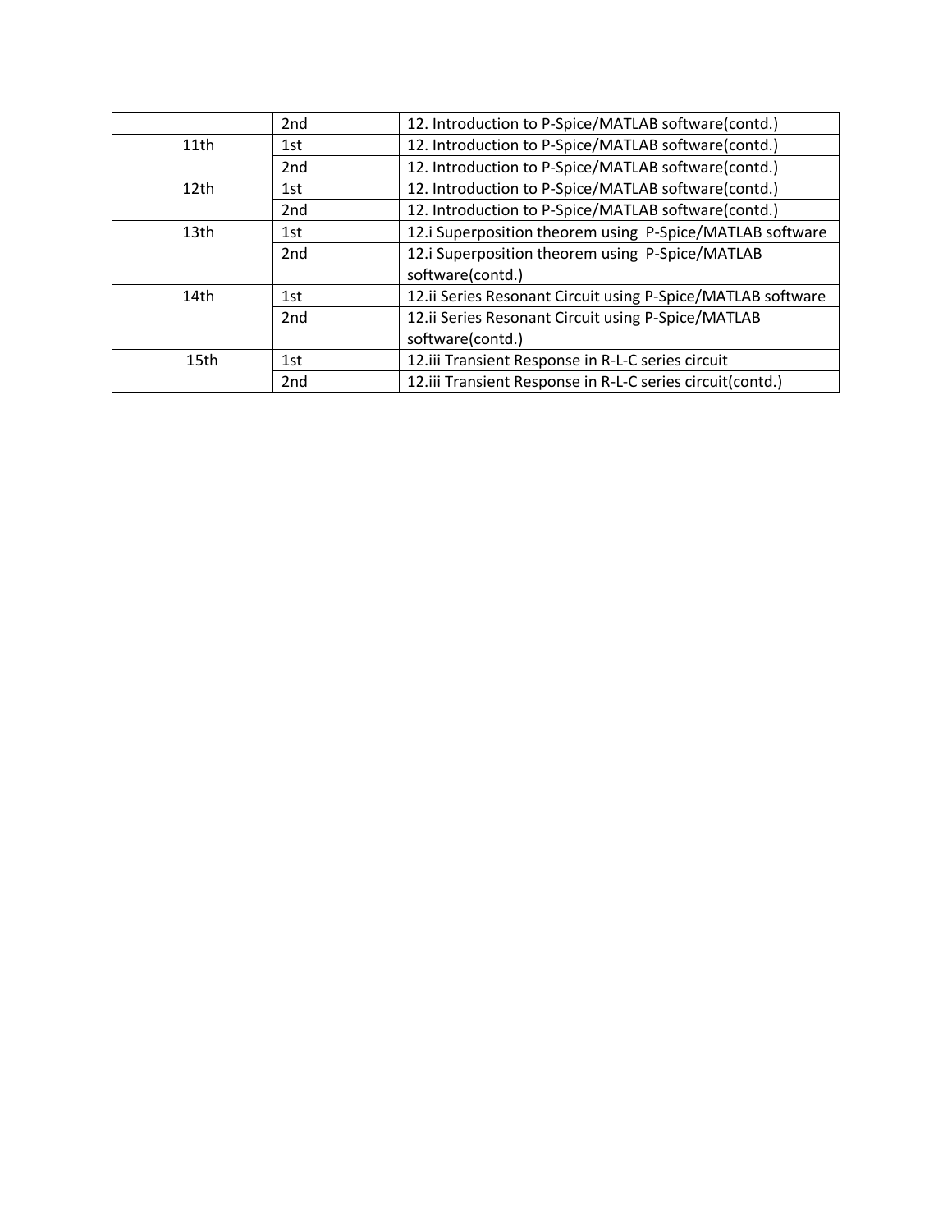| | | |
|---|---|---|
| | 2nd | 12. Introduction to P-Spice/MATLAB software(contd.) |
| 11th | 1st | 12. Introduction to P-Spice/MATLAB software(contd.) |
| | 2nd | 12. Introduction to P-Spice/MATLAB software(contd.) |
| 12th | 1st | 12. Introduction to P-Spice/MATLAB software(contd.) |
| | 2nd | 12. Introduction to P-Spice/MATLAB software(contd.) |
| 13th | 1st | 12.i Superposition theorem using P-Spice/MATLAB software |
| | 2nd | 12.i Superposition theorem using P-Spice/MATLAB software(contd.) |
| 14th | 1st | 12.ii Series Resonant Circuit using P-Spice/MATLAB software |
| | 2nd | 12.ii Series Resonant Circuit using P-Spice/MATLAB software(contd.) |
| 15th | 1st | 12.iii Transient Response in R-L-C series circuit |
| | 2nd | 12.iii Transient Response in R-L-C series circuit(contd.) |